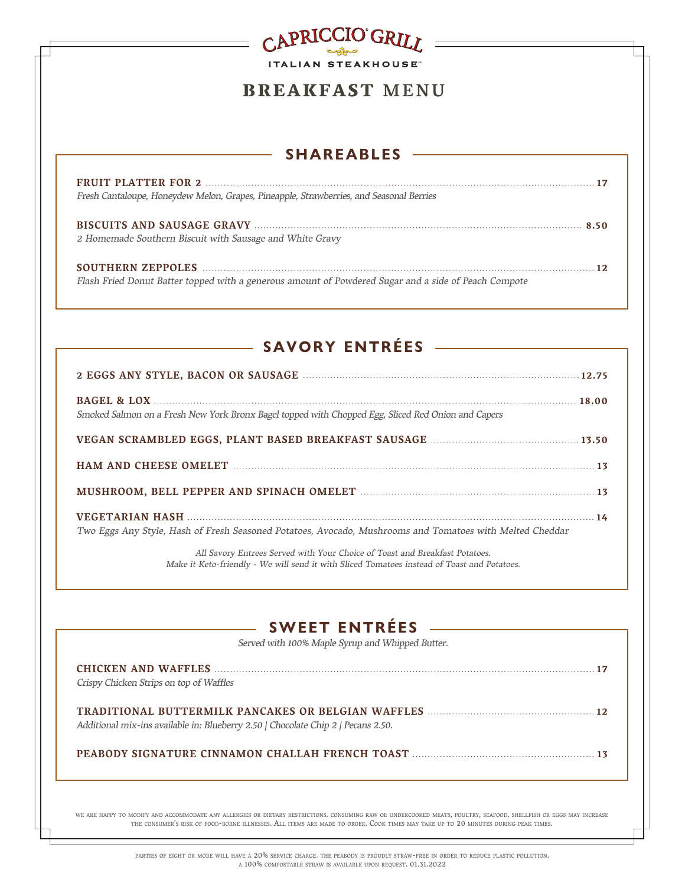# CAPRICCIO® GRILL

ITALIAN STEAKHOUSE™

# BREAKFAST MENU

## SHAREABLES

**FRUIT PLATTER FOR 2** ........ **17**
*Fresh Cantaloupe, Honeydew Melon, Grapes, Pineapple, Strawberries, and Seasonal Berries*

**BISCUITS AND SAUSAGE GRAVY** ........ **8.50**
*2 Homemade Southern Biscuit with Sausage and White Gravy*

**SOUTHERN ZEPPOLES** ........ **12**
*Flash Fried Donut Batter topped with a generous amount of Powdered Sugar and a side of Peach Compote*

## SAVORY ENTRÉES

**2 EGGS ANY STYLE, BACON OR SAUSAGE** ........ **12.75**

**BAGEL & LOX** ........ **18.00**
*Smoked Salmon on a Fresh New York Bronx Bagel topped with Chopped Egg, Sliced Red Onion and Capers*

**VEGAN SCRAMBLED EGGS, PLANT BASED BREAKFAST SAUSAGE** ........ **13.50**

**HAM AND CHEESE OMELET** ........ **13**

**MUSHROOM, BELL PEPPER AND SPINACH OMELET** ........ **13**

**VEGETARIAN HASH** ........ **14**
*Two Eggs Any Style, Hash of Fresh Seasoned Potatoes, Avocado, Mushrooms and Tomatoes with Melted Cheddar*

*All Savory Entrees Served with Your Choice of Toast and Breakfast Potatoes.*
*Make it Keto-friendly - We will send it with Sliced Tomatoes instead of Toast and Potatoes.*

## SWEET ENTRÉES

*Served with 100% Maple Syrup and Whipped Butter.*

**CHICKEN AND WAFFLES** ........ **17**
*Crispy Chicken Strips on top of Waffles*

**TRADITIONAL BUTTERMILK PANCAKES OR BELGIAN WAFFLES** ........ **12**
*Additional mix-ins available in: Blueberry 2.50 | Chocolate Chip 2 | Pecans 2.50.*

**PEABODY SIGNATURE CINNAMON CHALLAH FRENCH TOAST** ........ **13**

We are happy to modify and accommodate any allergies or dietary restrictions. Consuming raw or undercooked meats, poultry, seafood, shellfish or eggs may increase the consumer's risk of food-borne illnesses. All items are made to order. Cook times may take up to 20 minutes during peak times.

Parties of eight or more will have a 20% service charge. The Peabody is proudly straw-free in order to reduce plastic pollution. A 100% compostable straw is available upon request. 01.31.2022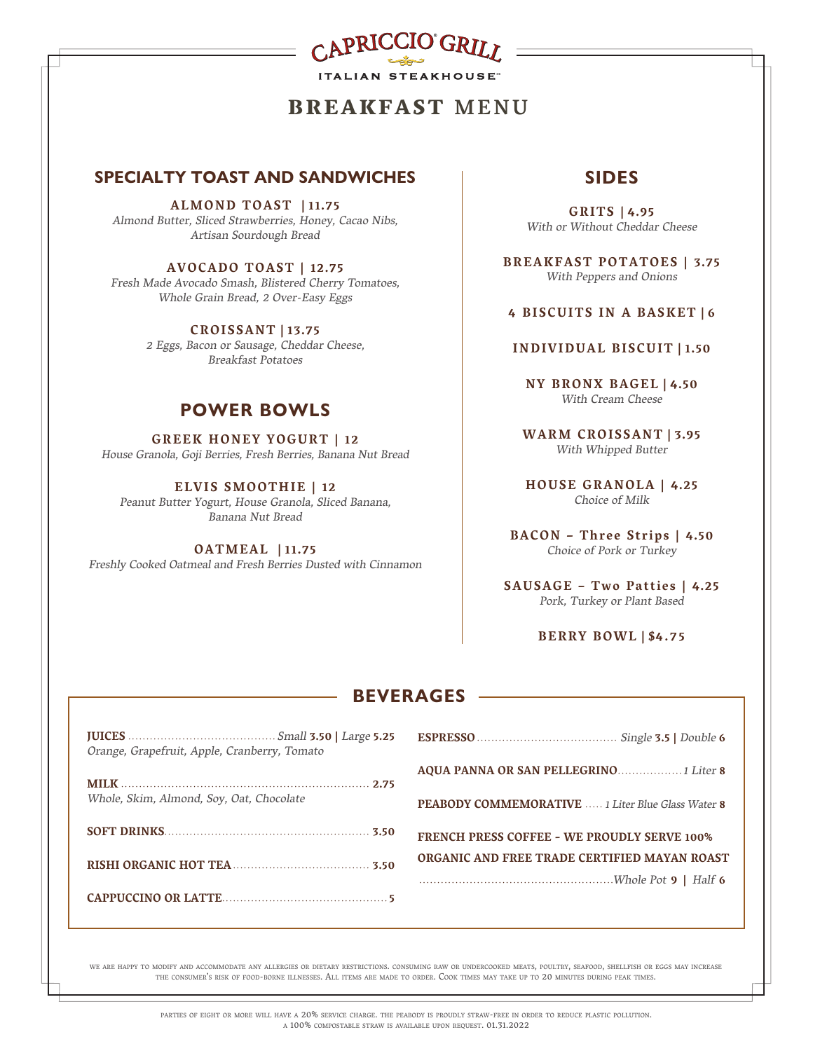# CAPRICCIO GRILL

ITALIAN STEAKHOUSE™

# BREAKFAST MENU

## SPECIALTY TOAST AND SANDWICHES

**ALMOND TOAST | 11.75**
*Almond Butter, Sliced Strawberries, Honey, Cacao Nibs, Artisan Sourdough Bread*

**AVOCADO TOAST | 12.75**
*Fresh Made Avocado Smash, Blistered Cherry Tomatoes, Whole Grain Bread, 2 Over-Easy Eggs*

**CROISSANT | 13.75**
*2 Eggs, Bacon or Sausage, Cheddar Cheese, Breakfast Potatoes*

## POWER BOWLS

**GREEK HONEY YOGURT | 12**
*House Granola, Goji Berries, Fresh Berries, Banana Nut Bread*

**ELVIS SMOOTHIE | 12**
*Peanut Butter Yogurt, House Granola, Sliced Banana, Banana Nut Bread*

**OATMEAL | 11.75**
*Freshly Cooked Oatmeal and Fresh Berries Dusted with Cinnamon*

## SIDES

**GRITS | 4.95**
*With or Without Cheddar Cheese*

**BREAKFAST POTATOES | 3.75**
*With Peppers and Onions*

**4 BISCUITS IN A BASKET | 6**

**INDIVIDUAL BISCUIT | 1.50**

**NY BRONX BAGEL | 4.50**
*With Cream Cheese*

**WARM CROISSANT | 3.95**
*With Whipped Butter*

**HOUSE GRANOLA | 4.25**
*Choice of Milk*

**BACON – Three Strips | 4.50**
*Choice of Pork or Turkey*

**SAUSAGE – Two Patties | 4.25**
*Pork, Turkey or Plant Based*

**BERRY BOWL | $4.75**

## BEVERAGES

**JUICES** ........ *Small* **3.50** | *Large* **5.25**
*Orange, Grapefruit, Apple, Cranberry, Tomato*

**MILK** ........ **2.75**
*Whole, Skim, Almond, Soy, Oat, Chocolate*

**SOFT DRINKS** ........ **3.50**

**RISHI ORGANIC HOT TEA** ........ **3.50**

**CAPPUCCINO OR LATTE** ........ **5**

**ESPRESSO** ........ *Single* **3.5** | *Double* **6**

**AQUA PANNA OR SAN PELLEGRINO** ........ *1 Liter* **8**

**PEABODY COMMEMORATIVE** ..... *1 Liter Blue Glass Water* **8**

**FRENCH PRESS COFFEE - WE PROUDLY SERVE 100% ORGANIC AND FREE TRADE CERTIFIED MAYAN ROAST**
........ *Whole Pot* **9** | *Half* **6**

We are happy to modify and accommodate any allergies or dietary restrictions. Consuming raw or undercooked meats, poultry, seafood, shellfish or eggs may increase the consumer's risk of food-borne illnesses. All items are made to order. Cook times may take up to 20 minutes during peak times.

Parties of eight or more will have a 20% service charge. The Peabody is proudly straw-free in order to reduce plastic pollution. A 100% compostable straw is available upon request. 01.31.2022